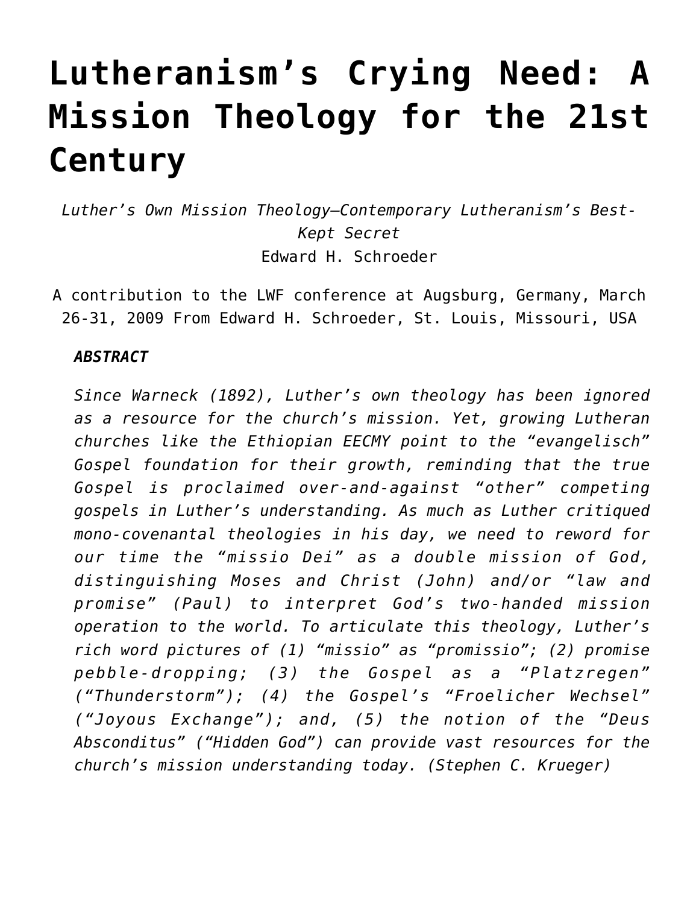# Lutheranism's Crying Need: A Mission Theology for the 21st Century

*Luther's Own Mission Theology—Contemporary Lutheranism's Best-Kept Secret*

Edward H. Schroeder

A contribution to the LWF conference at Augsburg, Germany, March 26-31, 2009 From Edward H. Schroeder, St. Louis, Missouri, USA

***ABSTRACT***

*Since Warneck (1892), Luther's own theology has been ignored as a resource for the church's mission. Yet, growing Lutheran churches like the Ethiopian EECMY point to the "evangelisch" Gospel foundation for their growth, reminding that the true Gospel is proclaimed over-and-against "other" competing gospels in Luther's understanding. As much as Luther critiqued mono-covenantal theologies in his day, we need to reword for our time the "missio Dei" as a double mission of God, distinguishing Moses and Christ (John) and/or "law and promise" (Paul) to interpret God's two-handed mission operation to the world. To articulate this theology, Luther's rich word pictures of (1) "missio" as "promissio"; (2) promise pebble-dropping; (3) the Gospel as a "Platzregen" ("Thunderstorm"); (4) the Gospel's "Froelicher Wechsel" ("Joyous Exchange"); and, (5) the notion of the "Deus Absconditus" ("Hidden God") can provide vast resources for the church's mission understanding today. (Stephen C. Krueger)*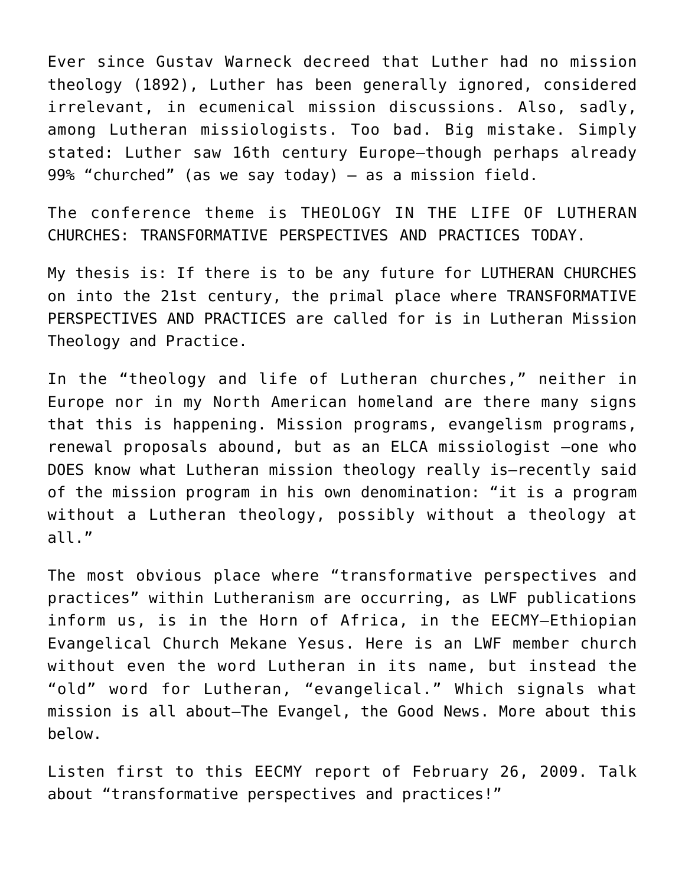Ever since Gustav Warneck decreed that Luther had no mission theology (1892), Luther has been generally ignored, considered irrelevant, in ecumenical mission discussions. Also, sadly, among Lutheran missiologists. Too bad. Big mistake. Simply stated: Luther saw 16th century Europe—though perhaps already 99% "churched" (as we say today) – as a mission field.

The conference theme is THEOLOGY IN THE LIFE OF LUTHERAN CHURCHES: TRANSFORMATIVE PERSPECTIVES AND PRACTICES TODAY.

My thesis is: If there is to be any future for LUTHERAN CHURCHES on into the 21st century, the primal place where TRANSFORMATIVE PERSPECTIVES AND PRACTICES are called for is in Lutheran Mission Theology and Practice.

In the "theology and life of Lutheran churches," neither in Europe nor in my North American homeland are there many signs that this is happening. Mission programs, evangelism programs, renewal proposals abound, but as an ELCA missiologist –one who DOES know what Lutheran mission theology really is—recently said of the mission program in his own denomination: "it is a program without a Lutheran theology, possibly without a theology at all."

The most obvious place where "transformative perspectives and practices" within Lutheranism are occurring, as LWF publications inform us, is in the Horn of Africa, in the EECMY—Ethiopian Evangelical Church Mekane Yesus. Here is an LWF member church without even the word Lutheran in its name, but instead the "old" word for Lutheran, "evangelical." Which signals what mission is all about—The Evangel, the Good News. More about this below.

Listen first to this EECMY report of February 26, 2009. Talk about "transformative perspectives and practices!"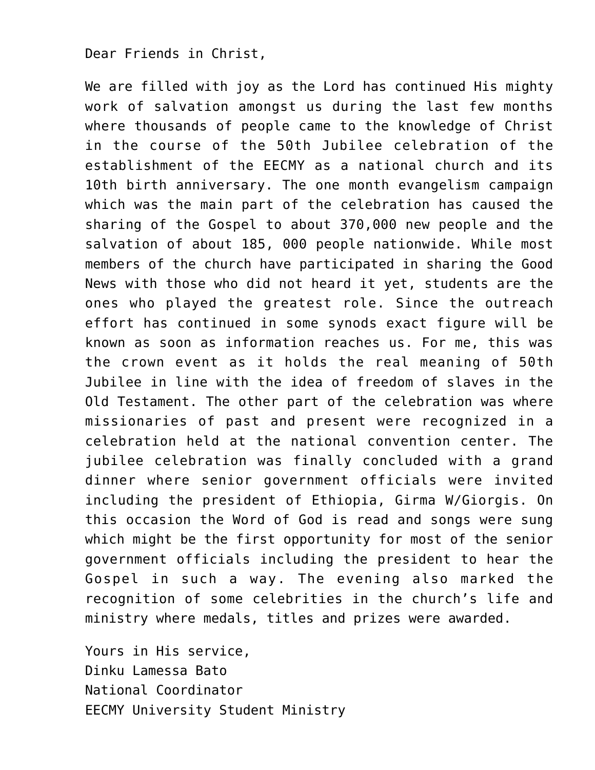Dear Friends in Christ,

We are filled with joy as the Lord has continued His mighty work of salvation amongst us during the last few months where thousands of people came to the knowledge of Christ in the course of the 50th Jubilee celebration of the establishment of the EECMY as a national church and its 10th birth anniversary. The one month evangelism campaign which was the main part of the celebration has caused the sharing of the Gospel to about 370,000 new people and the salvation of about 185, 000 people nationwide. While most members of the church have participated in sharing the Good News with those who did not heard it yet, students are the ones who played the greatest role. Since the outreach effort has continued in some synods exact figure will be known as soon as information reaches us. For me, this was the crown event as it holds the real meaning of 50th Jubilee in line with the idea of freedom of slaves in the Old Testament. The other part of the celebration was where missionaries of past and present were recognized in a celebration held at the national convention center. The jubilee celebration was finally concluded with a grand dinner where senior government officials were invited including the president of Ethiopia, Girma W/Giorgis. On this occasion the Word of God is read and songs were sung which might be the first opportunity for most of the senior government officials including the president to hear the Gospel in such a way. The evening also marked the recognition of some celebrities in the church's life and ministry where medals, titles and prizes were awarded.

Yours in His service,
Dinku Lamessa Bato
National Coordinator
EECMY University Student Ministry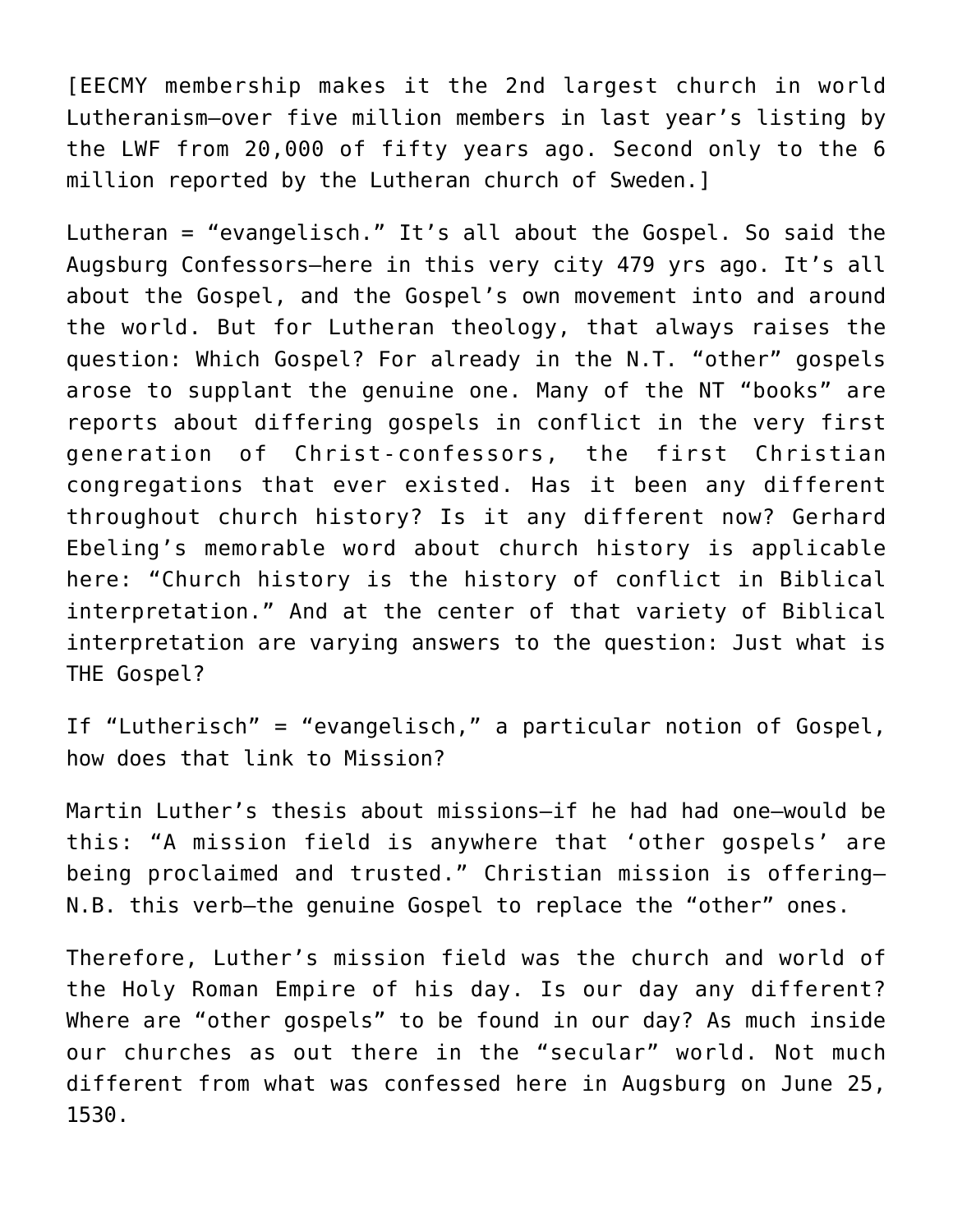[EECMY membership makes it the 2nd largest church in world Lutheranism—over five million members in last year's listing by the LWF from 20,000 of fifty years ago. Second only to the 6 million reported by the Lutheran church of Sweden.]

Lutheran = "evangelisch." It's all about the Gospel. So said the Augsburg Confessors—here in this very city 479 yrs ago. It's all about the Gospel, and the Gospel's own movement into and around the world. But for Lutheran theology, that always raises the question: Which Gospel? For already in the N.T. "other" gospels arose to supplant the genuine one. Many of the NT "books" are reports about differing gospels in conflict in the very first generation of Christ-confessors, the first Christian congregations that ever existed. Has it been any different throughout church history? Is it any different now? Gerhard Ebeling's memorable word about church history is applicable here: "Church history is the history of conflict in Biblical interpretation." And at the center of that variety of Biblical interpretation are varying answers to the question: Just what is THE Gospel?

If "Lutherisch" = "evangelisch," a particular notion of Gospel, how does that link to Mission?

Martin Luther's thesis about missions—if he had had one—would be this: "A mission field is anywhere that 'other gospels' are being proclaimed and trusted." Christian mission is offering—N.B. this verb—the genuine Gospel to replace the "other" ones.

Therefore, Luther's mission field was the church and world of the Holy Roman Empire of his day. Is our day any different? Where are "other gospels" to be found in our day? As much inside our churches as out there in the "secular" world. Not much different from what was confessed here in Augsburg on June 25, 1530.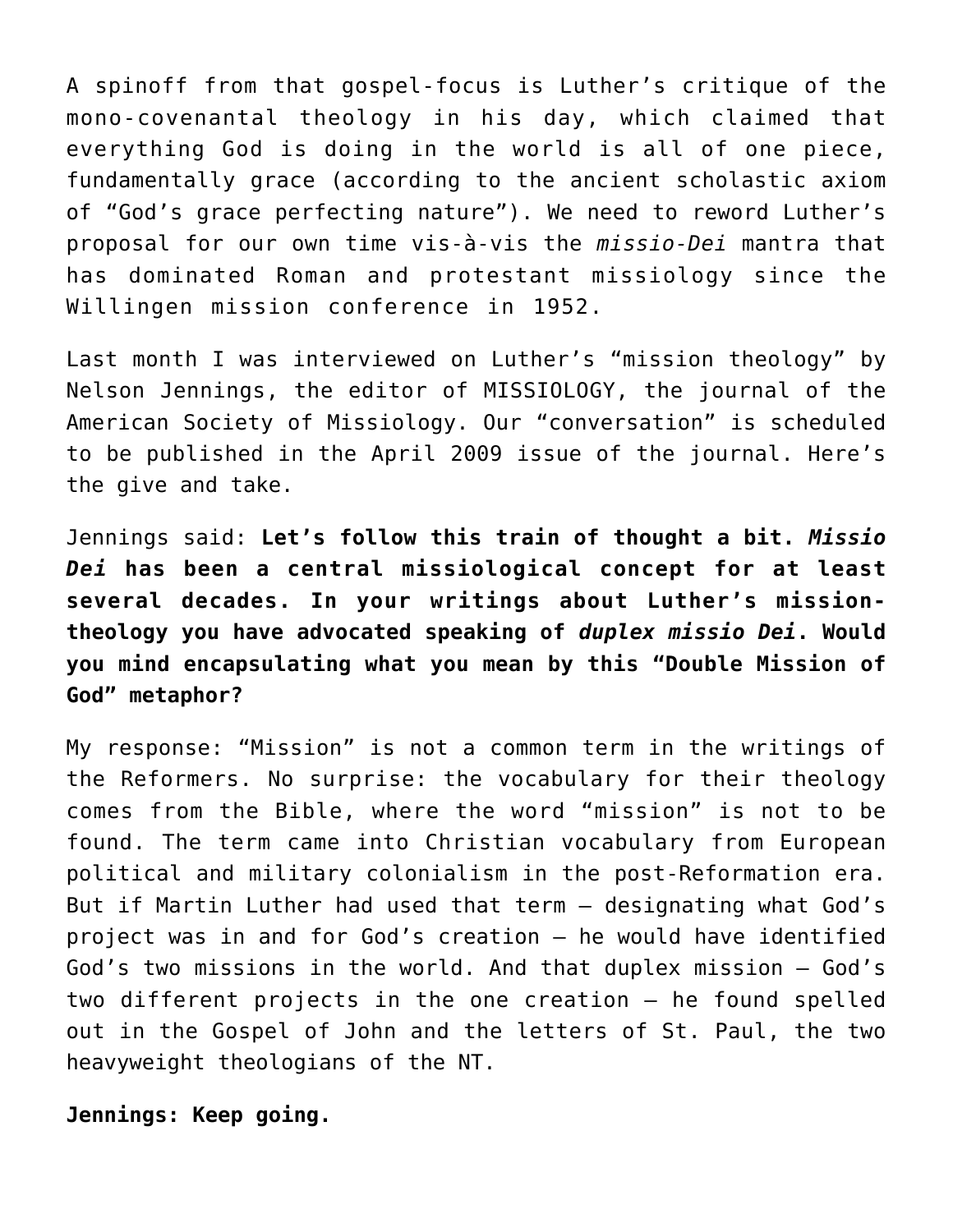A spinoff from that gospel-focus is Luther's critique of the mono-covenantal theology in his day, which claimed that everything God is doing in the world is all of one piece, fundamentally grace (according to the ancient scholastic axiom of "God's grace perfecting nature"). We need to reword Luther's proposal for our own time vis-à-vis the *missio-Dei* mantra that has dominated Roman and protestant missiology since the Willingen mission conference in 1952.

Last month I was interviewed on Luther's "mission theology" by Nelson Jennings, the editor of MISSIOLOGY, the journal of the American Society of Missiology. Our "conversation" is scheduled to be published in the April 2009 issue of the journal. Here's the give and take.

Jennings said: **Let's follow this train of thought a bit. *Missio Dei* has been a central missiological concept for at least several decades. In your writings about Luther's mission-theology you have advocated speaking of *duplex missio Dei*. Would you mind encapsulating what you mean by this "Double Mission of God" metaphor?**

My response: "Mission" is not a common term in the writings of the Reformers. No surprise: the vocabulary for their theology comes from the Bible, where the word "mission" is not to be found. The term came into Christian vocabulary from European political and military colonialism in the post-Reformation era. But if Martin Luther had used that term — designating what God's project was in and for God's creation — he would have identified God's two missions in the world. And that duplex mission — God's two different projects in the one creation — he found spelled out in the Gospel of John and the letters of St. Paul, the two heavyweight theologians of the NT.

**Jennings: Keep going.**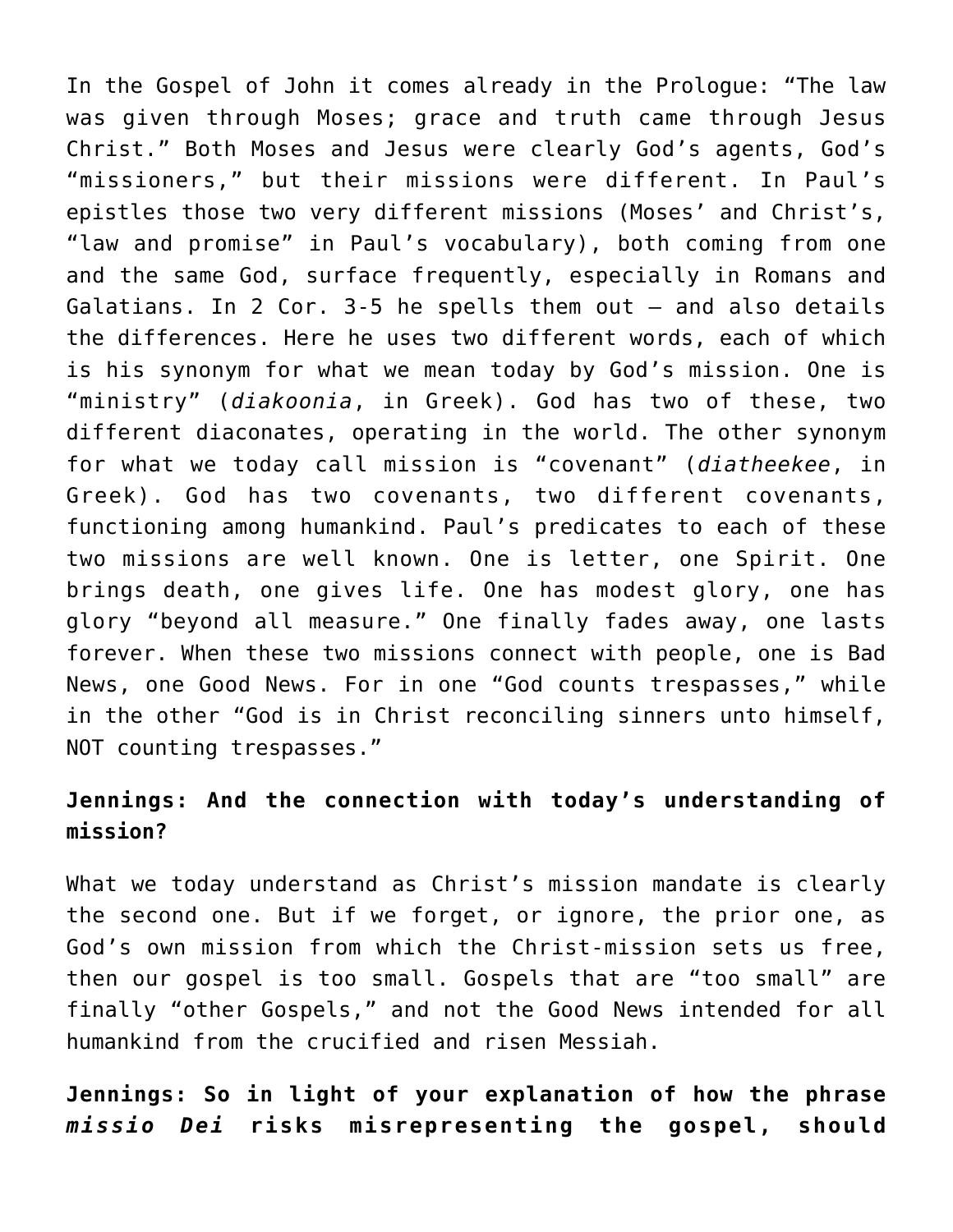In the Gospel of John it comes already in the Prologue: "The law was given through Moses; grace and truth came through Jesus Christ." Both Moses and Jesus were clearly God's agents, God's "missioners," but their missions were different. In Paul's epistles those two very different missions (Moses' and Christ's, "law and promise" in Paul's vocabulary), both coming from one and the same God, surface frequently, especially in Romans and Galatians. In 2 Cor. 3-5 he spells them out – and also details the differences. Here he uses two different words, each of which is his synonym for what we mean today by God's mission. One is "ministry" (*diakoonia*, in Greek). God has two of these, two different diaconates, operating in the world. The other synonym for what we today call mission is "covenant" (*diatheekee*, in Greek). God has two covenants, two different covenants, functioning among humankind. Paul's predicates to each of these two missions are well known. One is letter, one Spirit. One brings death, one gives life. One has modest glory, one has glory "beyond all measure." One finally fades away, one lasts forever. When these two missions connect with people, one is Bad News, one Good News. For in one "God counts trespasses," while in the other "God is in Christ reconciling sinners unto himself, NOT counting trespasses."

**Jennings: And the connection with today's understanding of mission?**

What we today understand as Christ's mission mandate is clearly the second one. But if we forget, or ignore, the prior one, as God's own mission from which the Christ-mission sets us free, then our gospel is too small. Gospels that are "too small" are finally "other Gospels," and not the Good News intended for all humankind from the crucified and risen Messiah.

**Jennings: So in light of your explanation of how the phrase *missio Dei* risks misrepresenting the gospel, should**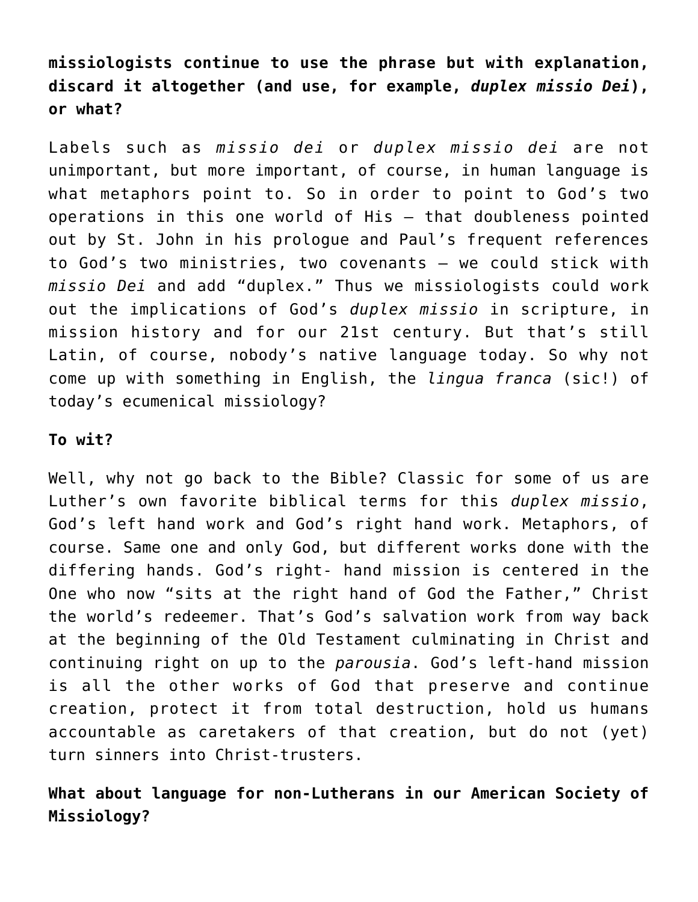**missiologists continue to use the phrase but with explanation, discard it altogether (and use, for example, *duplex missio Dei*), or what?**

Labels such as *missio dei* or *duplex missio dei* are not unimportant, but more important, of course, in human language is what metaphors point to. So in order to point to God's two operations in this one world of His — that doubleness pointed out by St. John in his prologue and Paul's frequent references to God's two ministries, two covenants — we could stick with *missio Dei* and add "duplex." Thus we missiologists could work out the implications of God's *duplex missio* in scripture, in mission history and for our 21st century. But that's still Latin, of course, nobody's native language today. So why not come up with something in English, the *lingua franca* (sic!) of today's ecumenical missiology?

**To wit?**

Well, why not go back to the Bible? Classic for some of us are Luther's own favorite biblical terms for this *duplex missio*, God's left hand work and God's right hand work. Metaphors, of course. Same one and only God, but different works done with the differing hands. God's right- hand mission is centered in the One who now "sits at the right hand of God the Father," Christ the world's redeemer. That's God's salvation work from way back at the beginning of the Old Testament culminating in Christ and continuing right on up to the *parousia*. God's left-hand mission is all the other works of God that preserve and continue creation, protect it from total destruction, hold us humans accountable as caretakers of that creation, but do not (yet) turn sinners into Christ-trusters.

**What about language for non-Lutherans in our American Society of Missiology?**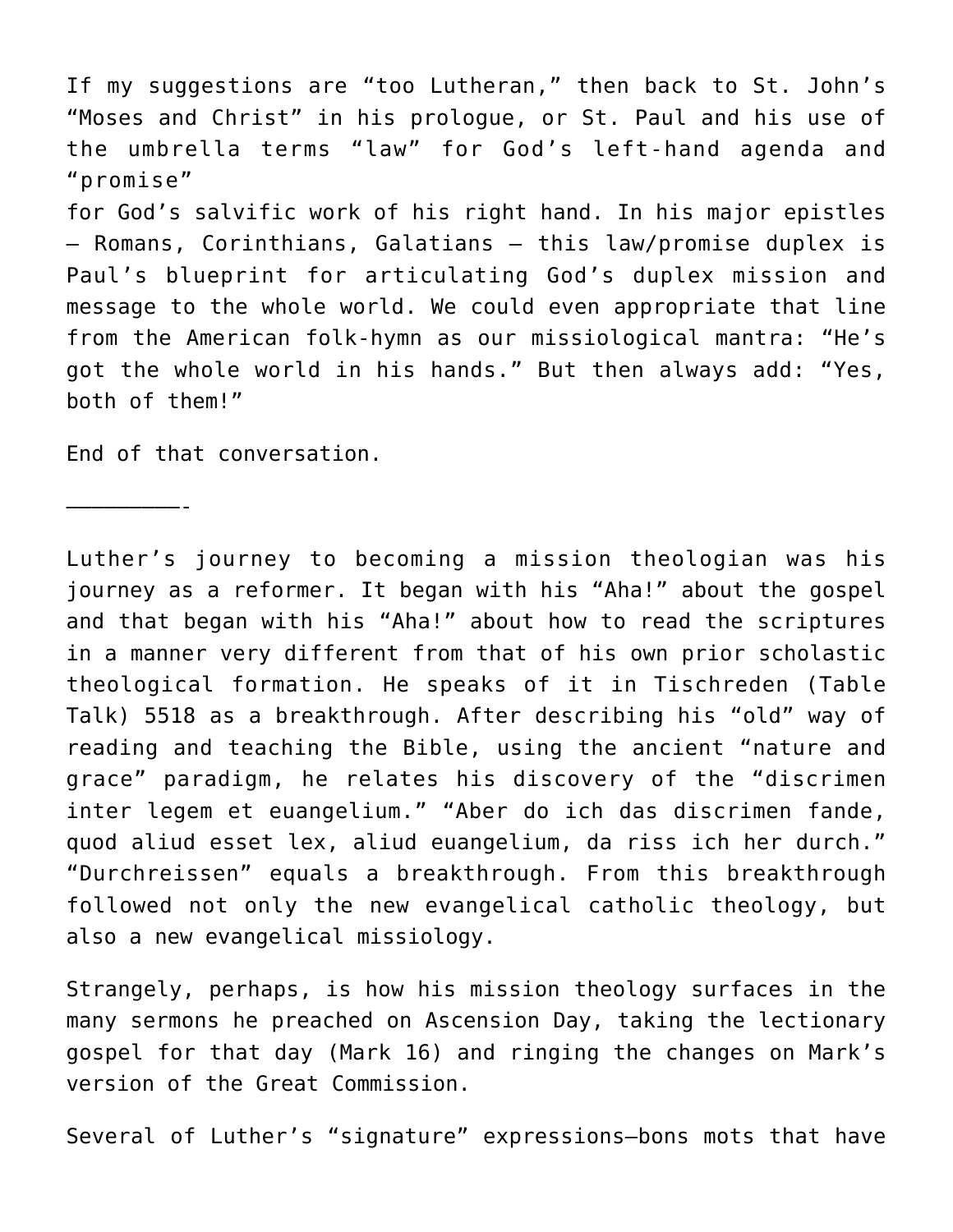If my suggestions are "too Lutheran," then back to St. John's "Moses and Christ" in his prologue, or St. Paul and his use of the umbrella terms "law" for God's left-hand agenda and "promise"
for God's salvific work of his right hand. In his major epistles — Romans, Corinthians, Galatians — this law/promise duplex is Paul's blueprint for articulating God's duplex mission and message to the whole world. We could even appropriate that line from the American folk-hymn as our missiological mantra: "He's got the whole world in his hands." But then always add: "Yes, both of them!"

End of that conversation.

—————————-

Luther's journey to becoming a mission theologian was his journey as a reformer. It began with his "Aha!" about the gospel and that began with his "Aha!" about how to read the scriptures in a manner very different from that of his own prior scholastic theological formation. He speaks of it in Tischreden (Table Talk) 5518 as a breakthrough. After describing his "old" way of reading and teaching the Bible, using the ancient "nature and grace" paradigm, he relates his discovery of the "discrimen inter legem et euangelium." "Aber do ich das discrimen fande, quod aliud esset lex, aliud euangelium, da riss ich her durch." "Durchreissen" equals a breakthrough. From this breakthrough followed not only the new evangelical catholic theology, but also a new evangelical missiology.

Strangely, perhaps, is how his mission theology surfaces in the many sermons he preached on Ascension Day, taking the lectionary gospel for that day (Mark 16) and ringing the changes on Mark's version of the Great Commission.

Several of Luther's "signature" expressions—bons mots that have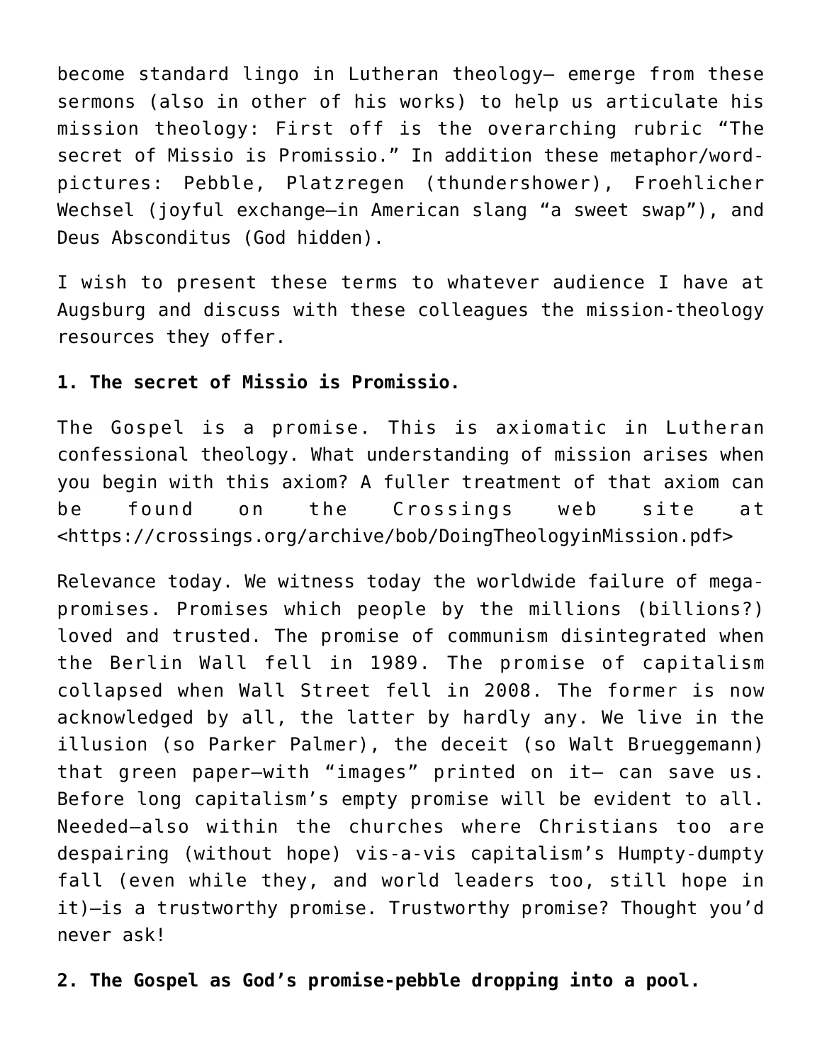become standard lingo in Lutheran theology— emerge from these sermons (also in other of his works) to help us articulate his mission theology: First off is the overarching rubric "The secret of Missio is Promissio." In addition these metaphor/word-pictures: Pebble, Platzregen (thundershower), Froehlicher Wechsel (joyful exchange—in American slang "a sweet swap"), and Deus Absconditus (God hidden).

I wish to present these terms to whatever audience I have at Augsburg and discuss with these colleagues the mission-theology resources they offer.

**1. The secret of Missio is Promissio.**

The Gospel is a promise. This is axiomatic in Lutheran confessional theology. What understanding of mission arises when you begin with this axiom? A fuller treatment of that axiom can be found on the Crossings web site at <https://crossings.org/archive/bob/DoingTheologyinMission.pdf>

Relevance today. We witness today the worldwide failure of mega-promises. Promises which people by the millions (billions?) loved and trusted. The promise of communism disintegrated when the Berlin Wall fell in 1989. The promise of capitalism collapsed when Wall Street fell in 2008. The former is now acknowledged by all, the latter by hardly any. We live in the illusion (so Parker Palmer), the deceit (so Walt Brueggemann) that green paper—with "images" printed on it— can save us. Before long capitalism's empty promise will be evident to all. Needed—also within the churches where Christians too are despairing (without hope) vis-a-vis capitalism's Humpty-dumpty fall (even while they, and world leaders too, still hope in it)—is a trustworthy promise. Trustworthy promise? Thought you'd never ask!

**2. The Gospel as God's promise-pebble dropping into a pool.**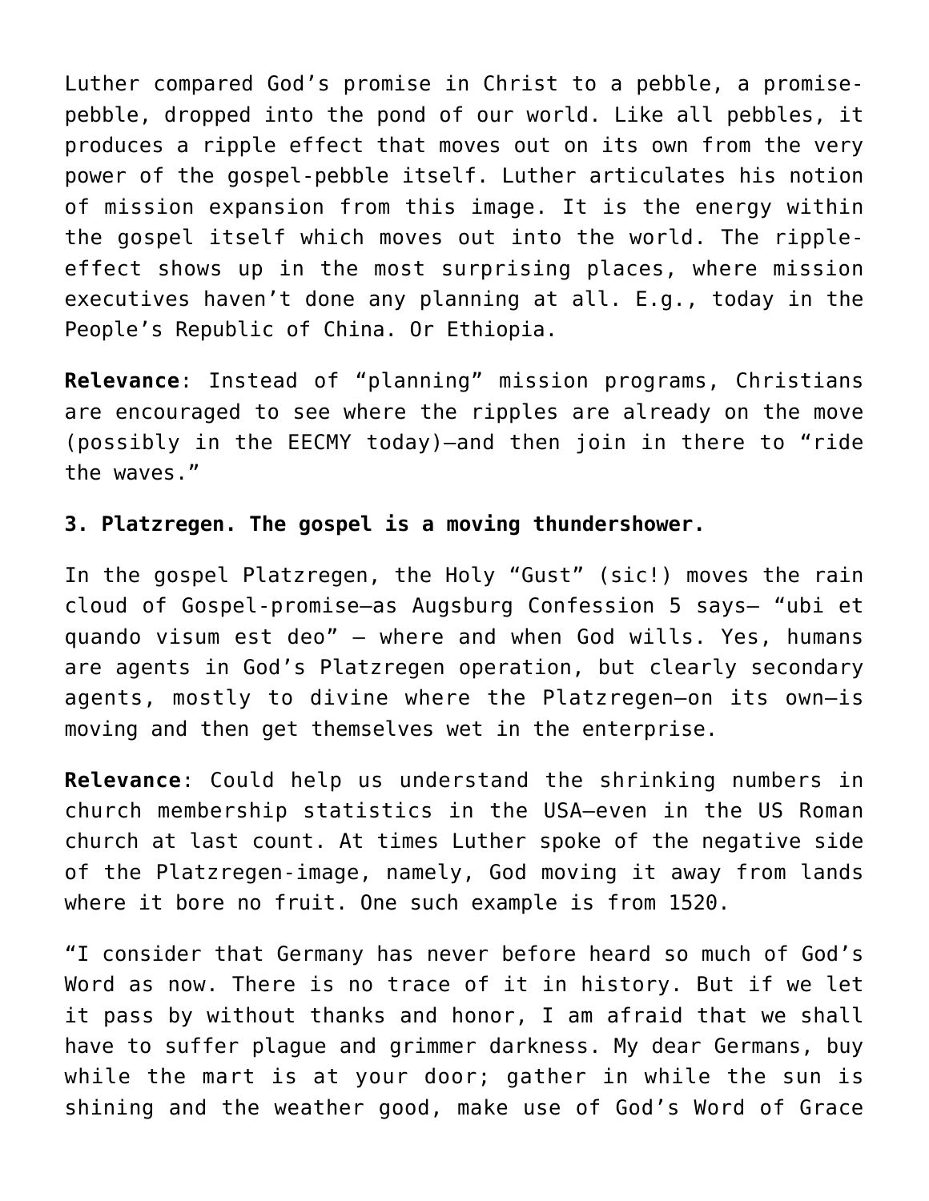Luther compared God's promise in Christ to a pebble, a promise-pebble, dropped into the pond of our world. Like all pebbles, it produces a ripple effect that moves out on its own from the very power of the gospel-pebble itself. Luther articulates his notion of mission expansion from this image. It is the energy within the gospel itself which moves out into the world. The ripple-effect shows up in the most surprising places, where mission executives haven't done any planning at all. E.g., today in the People's Republic of China. Or Ethiopia.

**Relevance**: Instead of "planning" mission programs, Christians are encouraged to see where the ripples are already on the move (possibly in the EECMY today)—and then join in there to "ride the waves."

**3. Platzregen. The gospel is a moving thundershower.**

In the gospel Platzregen, the Holy "Gust" (sic!) moves the rain cloud of Gospel-promise—as Augsburg Confession 5 says— "ubi et quando visum est deo" – where and when God wills. Yes, humans are agents in God's Platzregen operation, but clearly secondary agents, mostly to divine where the Platzregen—on its own—is moving and then get themselves wet in the enterprise.

**Relevance**: Could help us understand the shrinking numbers in church membership statistics in the USA—even in the US Roman church at last count. At times Luther spoke of the negative side of the Platzregen-image, namely, God moving it away from lands where it bore no fruit. One such example is from 1520.

"I consider that Germany has never before heard so much of God's Word as now. There is no trace of it in history. But if we let it pass by without thanks and honor, I am afraid that we shall have to suffer plague and grimmer darkness. My dear Germans, buy while the mart is at your door; gather in while the sun is shining and the weather good, make use of God's Word of Grace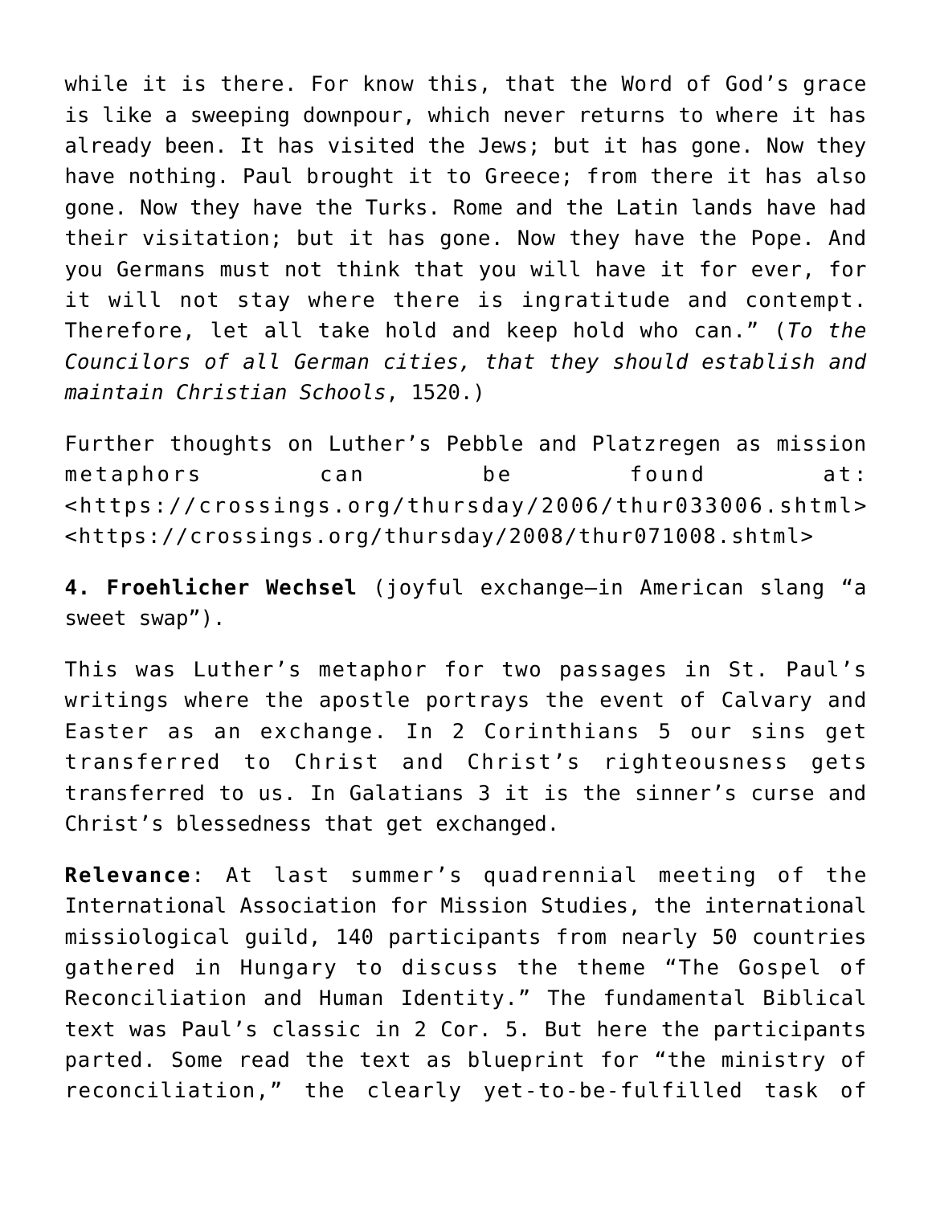while it is there. For know this, that the Word of God's grace is like a sweeping downpour, which never returns to where it has already been. It has visited the Jews; but it has gone. Now they have nothing. Paul brought it to Greece; from there it has also gone. Now they have the Turks. Rome and the Latin lands have had their visitation; but it has gone. Now they have the Pope. And you Germans must not think that you will have it for ever, for it will not stay where there is ingratitude and contempt. Therefore, let all take hold and keep hold who can." (*To the Councilors of all German cities, that they should establish and maintain Christian Schools*, 1520.)

Further thoughts on Luther's Pebble and Platzregen as mission metaphors can be found at: <https://crossings.org/thursday/2006/thur033006.shtml> <https://crossings.org/thursday/2008/thur071008.shtml>

**4. Froehlicher Wechsel** (joyful exchange—in American slang "a sweet swap").

This was Luther's metaphor for two passages in St. Paul's writings where the apostle portrays the event of Calvary and Easter as an exchange. In 2 Corinthians 5 our sins get transferred to Christ and Christ's righteousness gets transferred to us. In Galatians 3 it is the sinner's curse and Christ's blessedness that get exchanged.

**Relevance**: At last summer's quadrennial meeting of the International Association for Mission Studies, the international missiological guild, 140 participants from nearly 50 countries gathered in Hungary to discuss the theme "The Gospel of Reconciliation and Human Identity." The fundamental Biblical text was Paul's classic in 2 Cor. 5. But here the participants parted. Some read the text as blueprint for "the ministry of reconciliation," the clearly yet-to-be-fulfilled task of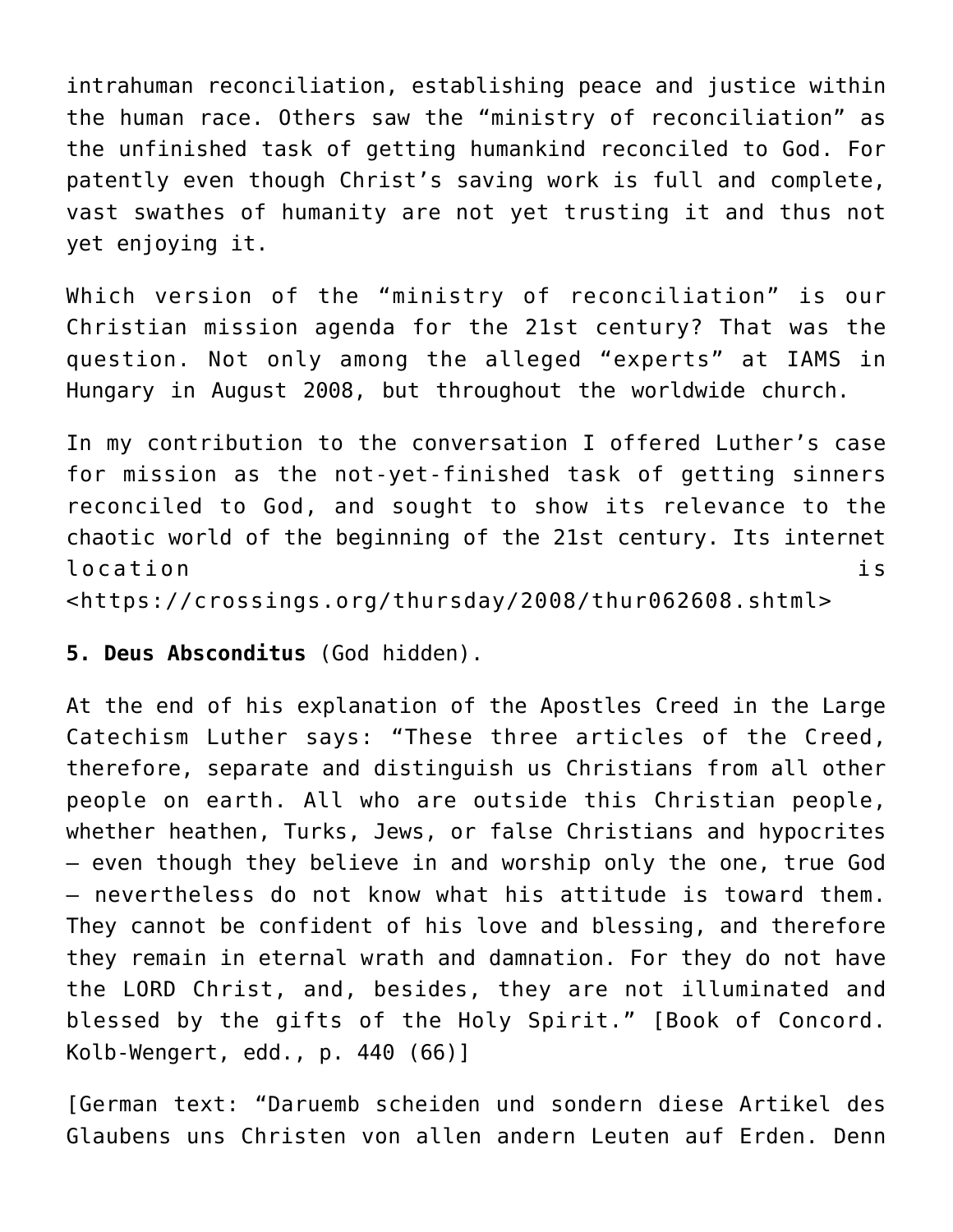intrahuman reconciliation, establishing peace and justice within the human race. Others saw the "ministry of reconciliation" as the unfinished task of getting humankind reconciled to God. For patently even though Christ's saving work is full and complete, vast swathes of humanity are not yet trusting it and thus not yet enjoying it.

Which version of the "ministry of reconciliation" is our Christian mission agenda for the 21st century? That was the question. Not only among the alleged "experts" at IAMS in Hungary in August 2008, but throughout the worldwide church.

In my contribution to the conversation I offered Luther's case for mission as the not-yet-finished task of getting sinners reconciled to God, and sought to show its relevance to the chaotic world of the beginning of the 21st century. Its internet location is <https://crossings.org/thursday/2008/thur062608.shtml>

**5. Deus Absconditus** (God hidden).

At the end of his explanation of the Apostles Creed in the Large Catechism Luther says: "These three articles of the Creed, therefore, separate and distinguish us Christians from all other people on earth. All who are outside this Christian people, whether heathen, Turks, Jews, or false Christians and hypocrites – even though they believe in and worship only the one, true God – nevertheless do not know what his attitude is toward them. They cannot be confident of his love and blessing, and therefore they remain in eternal wrath and damnation. For they do not have the LORD Christ, and, besides, they are not illuminated and blessed by the gifts of the Holy Spirit." [Book of Concord. Kolb-Wengert, edd., p. 440 (66)]

[German text: "Daruemb scheiden und sondern diese Artikel des Glaubens uns Christen von allen andern Leuten auf Erden. Denn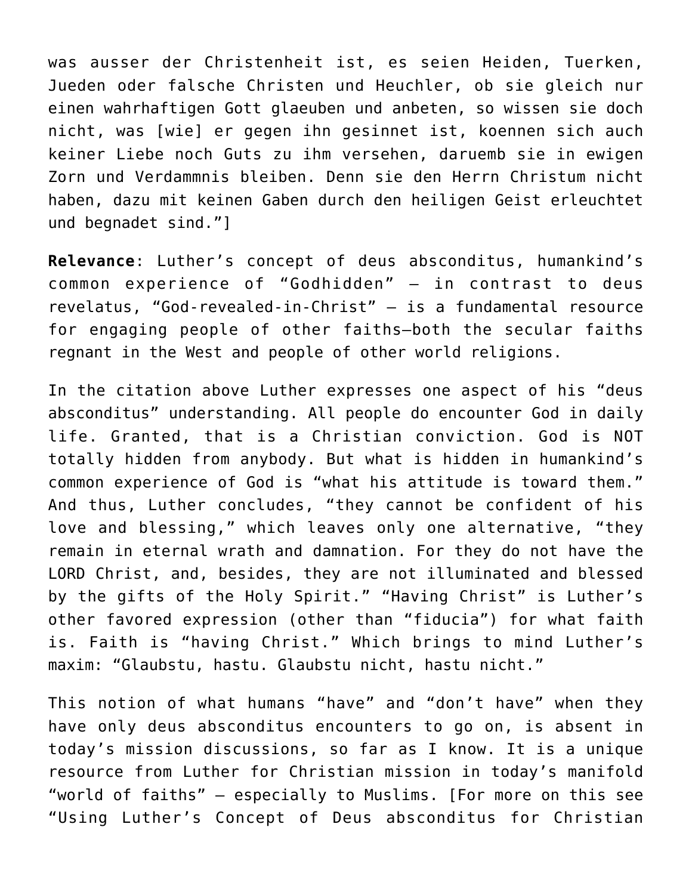was ausser der Christenheit ist, es seien Heiden, Tuerken, Jueden oder falsche Christen und Heuchler, ob sie gleich nur einen wahrhaftigen Gott glaeuben und anbeten, so wissen sie doch nicht, was [wie] er gegen ihn gesinnet ist, koennen sich auch keiner Liebe noch Guts zu ihm versehen, daruemb sie in ewigen Zorn und Verdammnis bleiben. Denn sie den Herrn Christum nicht haben, dazu mit keinen Gaben durch den heiligen Geist erleuchtet und begnadet sind."]

**Relevance**: Luther's concept of deus absconditus, humankind's common experience of "Godhidden" — in contrast to deus revelatus, "God-revealed-in-Christ" — is a fundamental resource for engaging people of other faiths—both the secular faiths regnant in the West and people of other world religions.

In the citation above Luther expresses one aspect of his "deus absconditus" understanding. All people do encounter God in daily life. Granted, that is a Christian conviction. God is NOT totally hidden from anybody. But what is hidden in humankind's common experience of God is "what his attitude is toward them." And thus, Luther concludes, "they cannot be confident of his love and blessing," which leaves only one alternative, "they remain in eternal wrath and damnation. For they do not have the LORD Christ, and, besides, they are not illuminated and blessed by the gifts of the Holy Spirit." "Having Christ" is Luther's other favored expression (other than "fiducia") for what faith is. Faith is "having Christ." Which brings to mind Luther's maxim: "Glaubstu, hastu. Glaubstu nicht, hastu nicht."

This notion of what humans "have" and "don't have" when they have only deus absconditus encounters to go on, is absent in today's mission discussions, so far as I know. It is a unique resource from Luther for Christian mission in today's manifold "world of faiths" — especially to Muslims. [For more on this see "Using Luther's Concept of Deus absconditus for Christian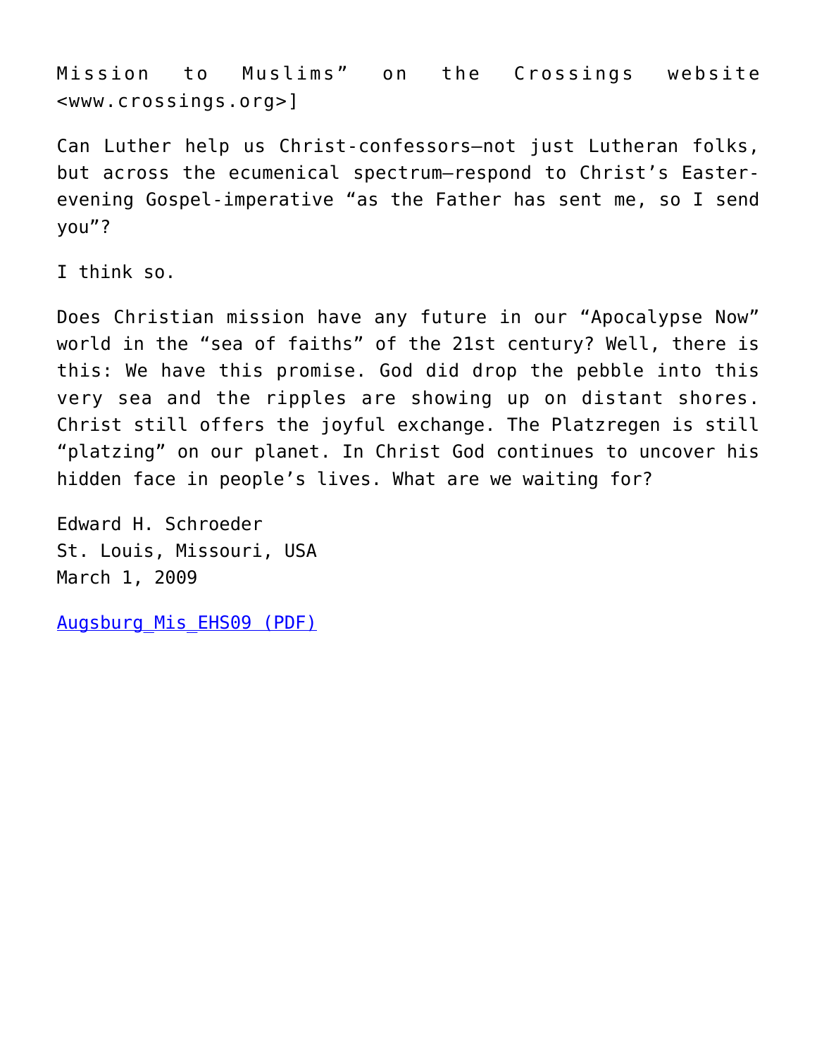Mission to Muslims" on the Crossings website <www.crossings.org>]

Can Luther help us Christ-confessors—not just Lutheran folks, but across the ecumenical spectrum—respond to Christ's Easter-evening Gospel-imperative "as the Father has sent me, so I send you"?

I think so.

Does Christian mission have any future in our "Apocalypse Now" world in the "sea of faiths" of the 21st century? Well, there is this: We have this promise. God did drop the pebble into this very sea and the ripples are showing up on distant shores. Christ still offers the joyful exchange. The Platzregen is still "platzing" on our planet. In Christ God continues to uncover his hidden face in people's lives. What are we waiting for?

Edward H. Schroeder  
St. Louis, Missouri, USA  
March 1, 2009

Augsburg_Mis_EHS09 (PDF)